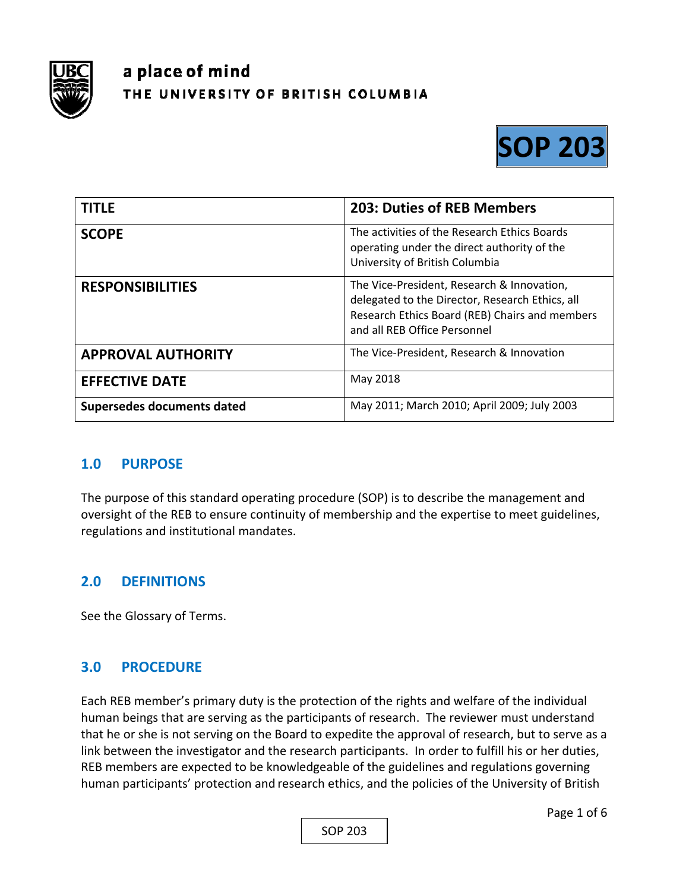a place of mind

THE UNIVERSITY OF BRITISH COLUMBIA

# SOP 203

| TITLE | 203: Duties of REB Members |
|---|---|
| SCOPE | The activities of the Research Ethics Boards operating under the direct authority of the University of British Columbia |
| RESPONSIBILITIES | The Vice-President, Research & Innovation, delegated to the Director, Research Ethics, all Research Ethics Board (REB) Chairs and members and all REB Office Personnel |
| APPROVAL AUTHORITY | The Vice-President, Research & Innovation |
| EFFECTIVE DATE | May 2018 |
| Supersedes documents dated | May 2011; March 2010; April 2009; July 2003 |

## 1.0 PURPOSE

The purpose of this standard operating procedure (SOP) is to describe the management and oversight of the REB to ensure continuity of membership and the expertise to meet guidelines, regulations and institutional mandates.

## 2.0 DEFINITIONS

See the Glossary of Terms.

## 3.0 PROCEDURE

Each REB member's primary duty is the protection of the rights and welfare of the individual human beings that are serving as the participants of research. The reviewer must understand that he or she is not serving on the Board to expedite the approval of research, but to serve as a link between the investigator and the research participants. In order to fulfill his or her duties, REB members are expected to be knowledgeable of the guidelines and regulations governing human participants' protection and research ethics, and the policies of the University of British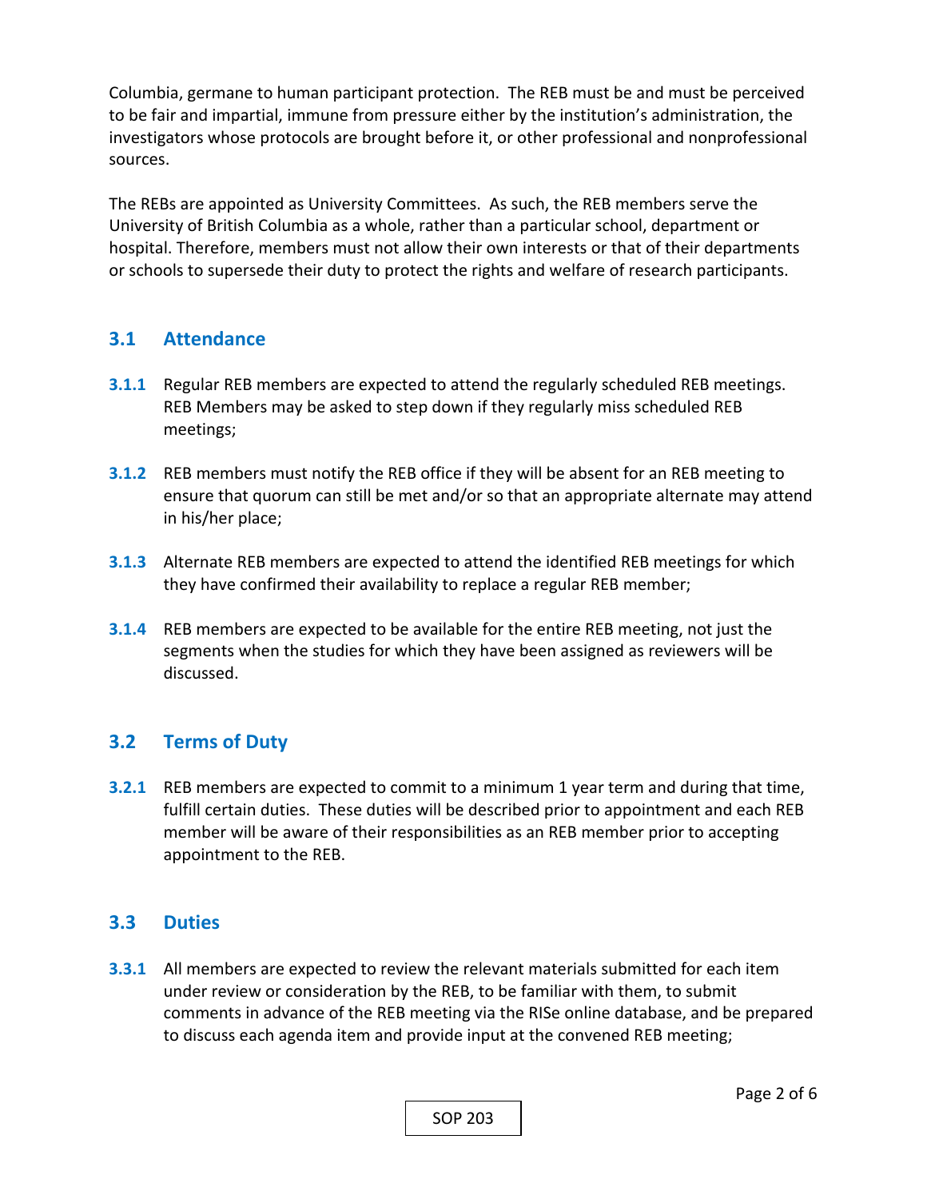Columbia, germane to human participant protection. The REB must be and must be perceived to be fair and impartial, immune from pressure either by the institution's administration, the investigators whose protocols are brought before it, or other professional and nonprofessional sources.

The REBs are appointed as University Committees. As such, the REB members serve the University of British Columbia as a whole, rather than a particular school, department or hospital. Therefore, members must not allow their own interests or that of their departments or schools to supersede their duty to protect the rights and welfare of research participants.

## 3.1 Attendance

**3.1.1** Regular REB members are expected to attend the regularly scheduled REB meetings. REB Members may be asked to step down if they regularly miss scheduled REB meetings;

**3.1.2** REB members must notify the REB office if they will be absent for an REB meeting to ensure that quorum can still be met and/or so that an appropriate alternate may attend in his/her place;

**3.1.3** Alternate REB members are expected to attend the identified REB meetings for which they have confirmed their availability to replace a regular REB member;

**3.1.4** REB members are expected to be available for the entire REB meeting, not just the segments when the studies for which they have been assigned as reviewers will be discussed.

## 3.2 Terms of Duty

**3.2.1** REB members are expected to commit to a minimum 1 year term and during that time, fulfill certain duties. These duties will be described prior to appointment and each REB member will be aware of their responsibilities as an REB member prior to accepting appointment to the REB.

## 3.3 Duties

**3.3.1** All members are expected to review the relevant materials submitted for each item under review or consideration by the REB, to be familiar with them, to submit comments in advance of the REB meeting via the RISe online database, and be prepared to discuss each agenda item and provide input at the convened REB meeting;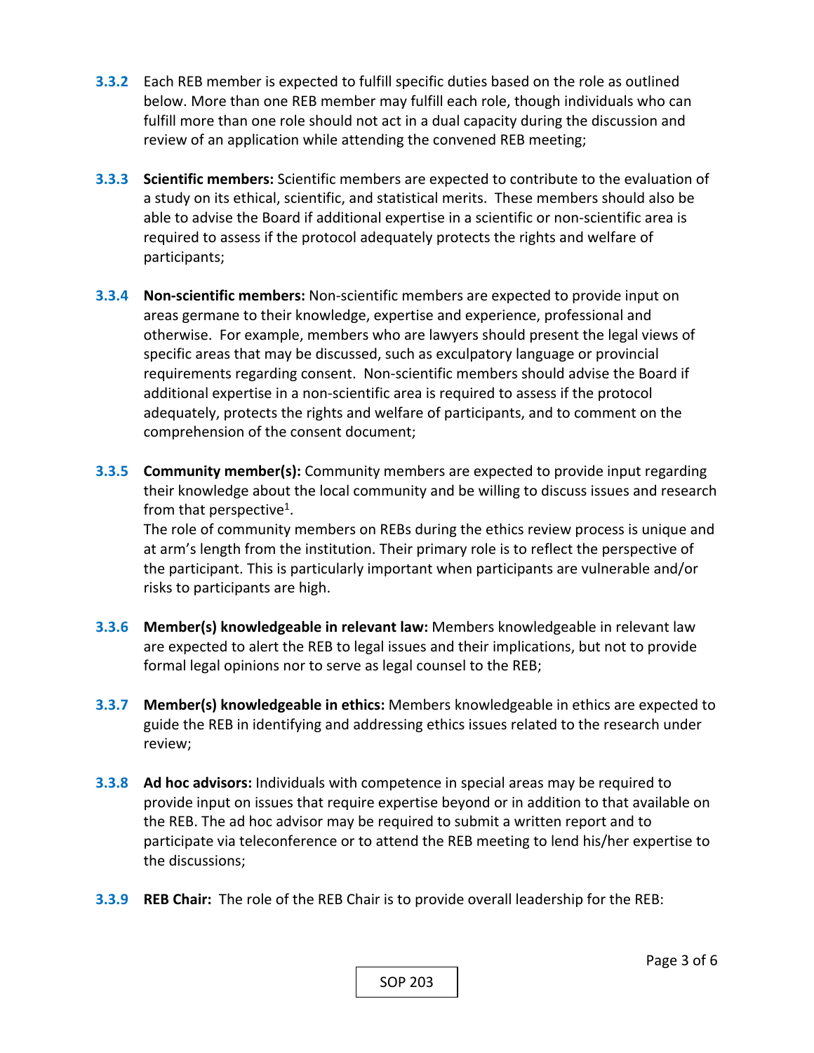**3.3.2** Each REB member is expected to fulfill specific duties based on the role as outlined below. More than one REB member may fulfill each role, though individuals who can fulfill more than one role should not act in a dual capacity during the discussion and review of an application while attending the convened REB meeting;

**3.3.3** **Scientific members:** Scientific members are expected to contribute to the evaluation of a study on its ethical, scientific, and statistical merits. These members should also be able to advise the Board if additional expertise in a scientific or non-scientific area is required to assess if the protocol adequately protects the rights and welfare of participants;

**3.3.4** **Non-scientific members:** Non-scientific members are expected to provide input on areas germane to their knowledge, expertise and experience, professional and otherwise. For example, members who are lawyers should present the legal views of specific areas that may be discussed, such as exculpatory language or provincial requirements regarding consent. Non-scientific members should advise the Board if additional expertise in a non-scientific area is required to assess if the protocol adequately, protects the rights and welfare of participants, and to comment on the comprehension of the consent document;

**3.3.5** **Community member(s):** Community members are expected to provide input regarding their knowledge about the local community and be willing to discuss issues and research from that perspective[1].
The role of community members on REBs during the ethics review process is unique and at arm's length from the institution. Their primary role is to reflect the perspective of the participant. This is particularly important when participants are vulnerable and/or risks to participants are high.

**3.3.6** **Member(s) knowledgeable in relevant law:** Members knowledgeable in relevant law are expected to alert the REB to legal issues and their implications, but not to provide formal legal opinions nor to serve as legal counsel to the REB;

**3.3.7** **Member(s) knowledgeable in ethics:** Members knowledgeable in ethics are expected to guide the REB in identifying and addressing ethics issues related to the research under review;

**3.3.8** **Ad hoc advisors:** Individuals with competence in special areas may be required to provide input on issues that require expertise beyond or in addition to that available on the REB. The ad hoc advisor may be required to submit a written report and to participate via teleconference or to attend the REB meeting to lend his/her expertise to the discussions;

**3.3.9** **REB Chair:** The role of the REB Chair is to provide overall leadership for the REB: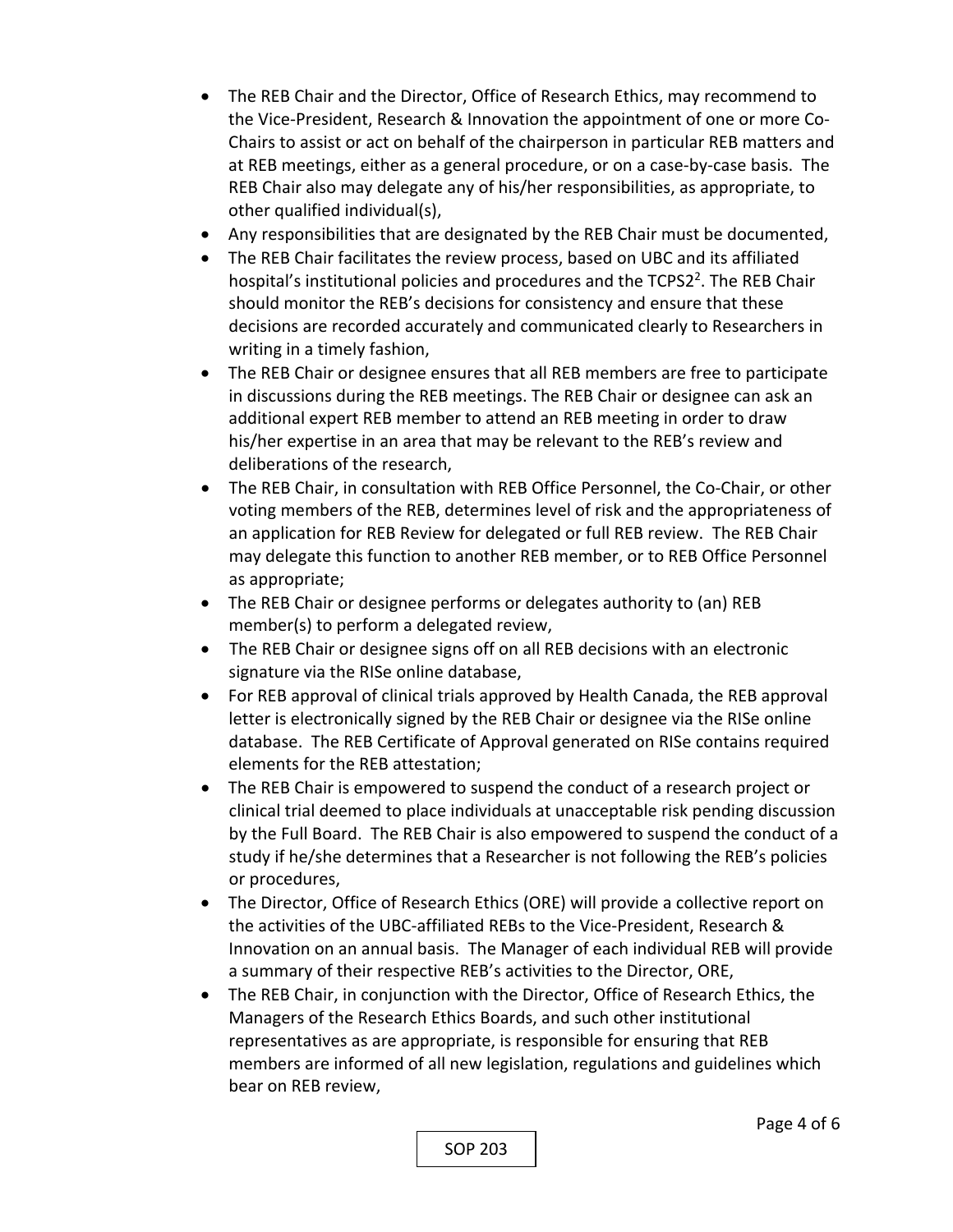- The REB Chair and the Director, Office of Research Ethics, may recommend to the Vice-President, Research & Innovation the appointment of one or more Co-Chairs to assist or act on behalf of the chairperson in particular REB matters and at REB meetings, either as a general procedure, or on a case-by-case basis. The REB Chair also may delegate any of his/her responsibilities, as appropriate, to other qualified individual(s),
- Any responsibilities that are designated by the REB Chair must be documented,
- The REB Chair facilitates the review process, based on UBC and its affiliated hospital's institutional policies and procedures and the TCPS2[2]. The REB Chair should monitor the REB's decisions for consistency and ensure that these decisions are recorded accurately and communicated clearly to Researchers in writing in a timely fashion,
- The REB Chair or designee ensures that all REB members are free to participate in discussions during the REB meetings. The REB Chair or designee can ask an additional expert REB member to attend an REB meeting in order to draw his/her expertise in an area that may be relevant to the REB's review and deliberations of the research,
- The REB Chair, in consultation with REB Office Personnel, the Co-Chair, or other voting members of the REB, determines level of risk and the appropriateness of an application for REB Review for delegated or full REB review. The REB Chair may delegate this function to another REB member, or to REB Office Personnel as appropriate;
- The REB Chair or designee performs or delegates authority to (an) REB member(s) to perform a delegated review,
- The REB Chair or designee signs off on all REB decisions with an electronic signature via the RISe online database,
- For REB approval of clinical trials approved by Health Canada, the REB approval letter is electronically signed by the REB Chair or designee via the RISe online database. The REB Certificate of Approval generated on RISe contains required elements for the REB attestation;
- The REB Chair is empowered to suspend the conduct of a research project or clinical trial deemed to place individuals at unacceptable risk pending discussion by the Full Board. The REB Chair is also empowered to suspend the conduct of a study if he/she determines that a Researcher is not following the REB's policies or procedures,
- The Director, Office of Research Ethics (ORE) will provide a collective report on the activities of the UBC-affiliated REBs to the Vice-President, Research & Innovation on an annual basis. The Manager of each individual REB will provide a summary of their respective REB's activities to the Director, ORE,
- The REB Chair, in conjunction with the Director, Office of Research Ethics, the Managers of the Research Ethics Boards, and such other institutional representatives as are appropriate, is responsible for ensuring that REB members are informed of all new legislation, regulations and guidelines which bear on REB review,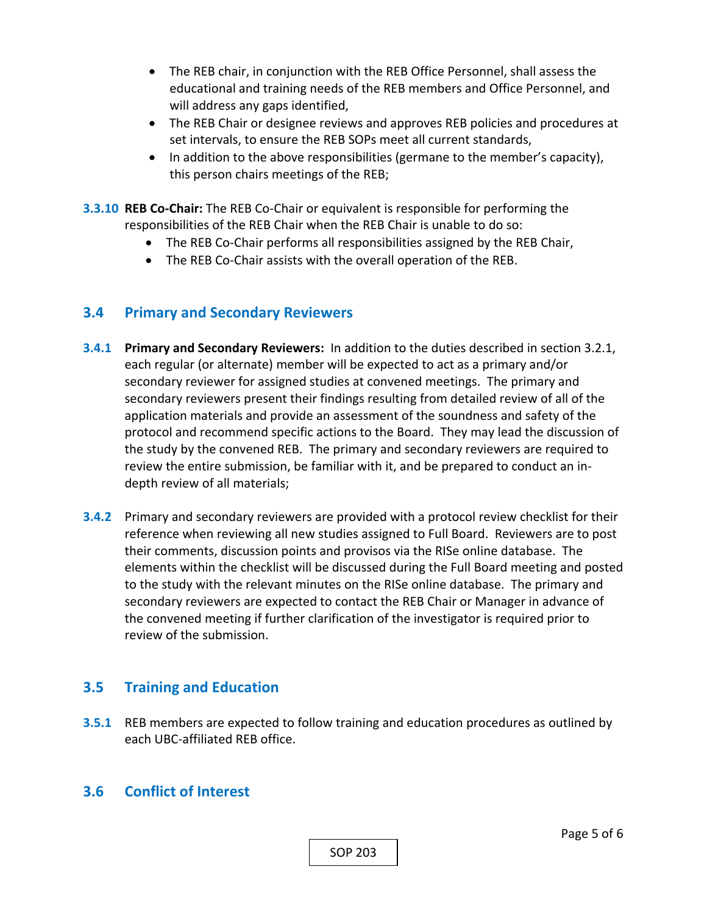- The REB chair, in conjunction with the REB Office Personnel, shall assess the educational and training needs of the REB members and Office Personnel, and will address any gaps identified,
- The REB Chair or designee reviews and approves REB policies and procedures at set intervals, to ensure the REB SOPs meet all current standards,
- In addition to the above responsibilities (germane to the member's capacity), this person chairs meetings of the REB;

**3.3.10** **REB Co-Chair:** The REB Co-Chair or equivalent is responsible for performing the responsibilities of the REB Chair when the REB Chair is unable to do so:

- The REB Co-Chair performs all responsibilities assigned by the REB Chair,
- The REB Co-Chair assists with the overall operation of the REB.

## 3.4 Primary and Secondary Reviewers

**3.4.1** **Primary and Secondary Reviewers:** In addition to the duties described in section 3.2.1, each regular (or alternate) member will be expected to act as a primary and/or secondary reviewer for assigned studies at convened meetings. The primary and secondary reviewers present their findings resulting from detailed review of all of the application materials and provide an assessment of the soundness and safety of the protocol and recommend specific actions to the Board. They may lead the discussion of the study by the convened REB. The primary and secondary reviewers are required to review the entire submission, be familiar with it, and be prepared to conduct an in-depth review of all materials;

**3.4.2** Primary and secondary reviewers are provided with a protocol review checklist for their reference when reviewing all new studies assigned to Full Board. Reviewers are to post their comments, discussion points and provisos via the RISe online database. The elements within the checklist will be discussed during the Full Board meeting and posted to the study with the relevant minutes on the RISe online database. The primary and secondary reviewers are expected to contact the REB Chair or Manager in advance of the convened meeting if further clarification of the investigator is required prior to review of the submission.

## 3.5 Training and Education

**3.5.1** REB members are expected to follow training and education procedures as outlined by each UBC-affiliated REB office.

## 3.6 Conflict of Interest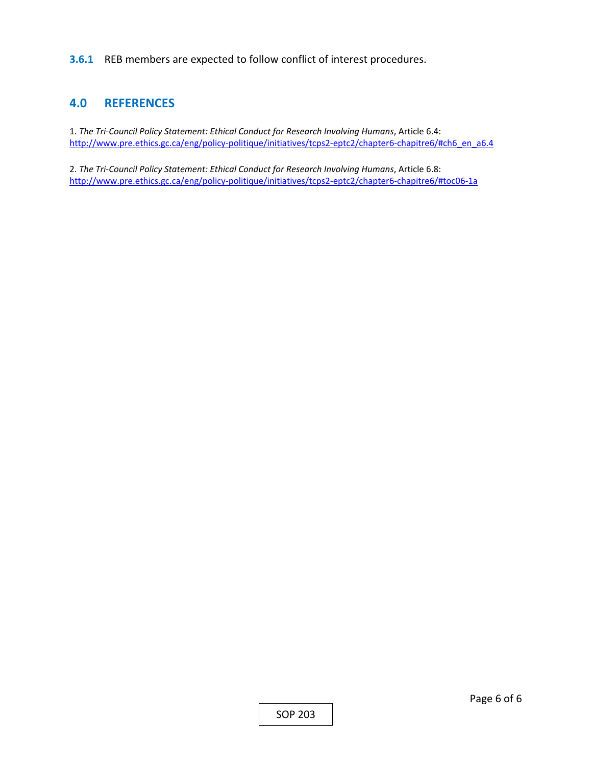**3.6.1** REB members are expected to follow conflict of interest procedures.

## 4.0 REFERENCES

1. *The Tri-Council Policy Statement: Ethical Conduct for Research Involving Humans*, Article 6.4: http://www.pre.ethics.gc.ca/eng/policy-politique/initiatives/tcps2-eptc2/chapter6-chapitre6/#ch6_en_a6.4

2. *The Tri-Council Policy Statement: Ethical Conduct for Research Involving Humans*, Article 6.8: http://www.pre.ethics.gc.ca/eng/policy-politique/initiatives/tcps2-eptc2/chapter6-chapitre6/#toc06-1a